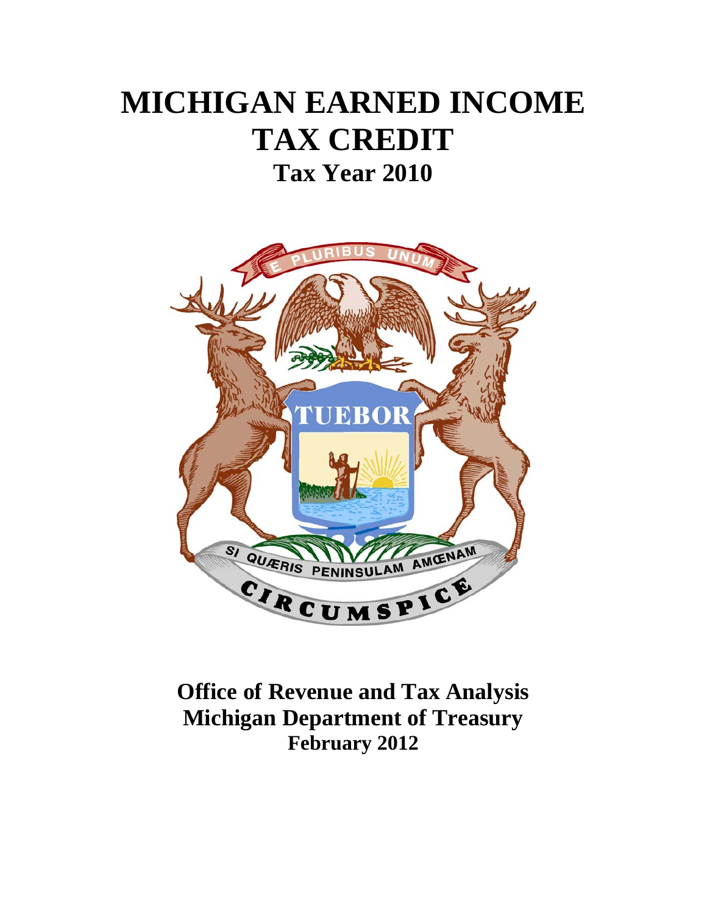# MICHIGAN EARNED INCOME TAX CREDIT

## Tax Year 2010

**Office of Revenue and Tax Analysis**
**Michigan Department of Treasury**
**February 2012**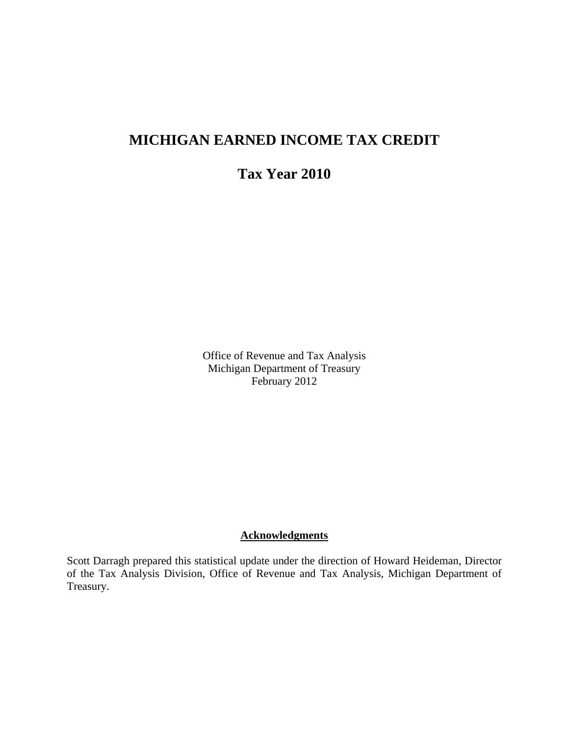# MICHIGAN EARNED INCOME TAX CREDIT

## Tax Year 2010

Office of Revenue and Tax Analysis
Michigan Department of Treasury
February 2012

**Acknowledgments**

Scott Darragh prepared this statistical update under the direction of Howard Heideman, Director of the Tax Analysis Division, Office of Revenue and Tax Analysis, Michigan Department of Treasury.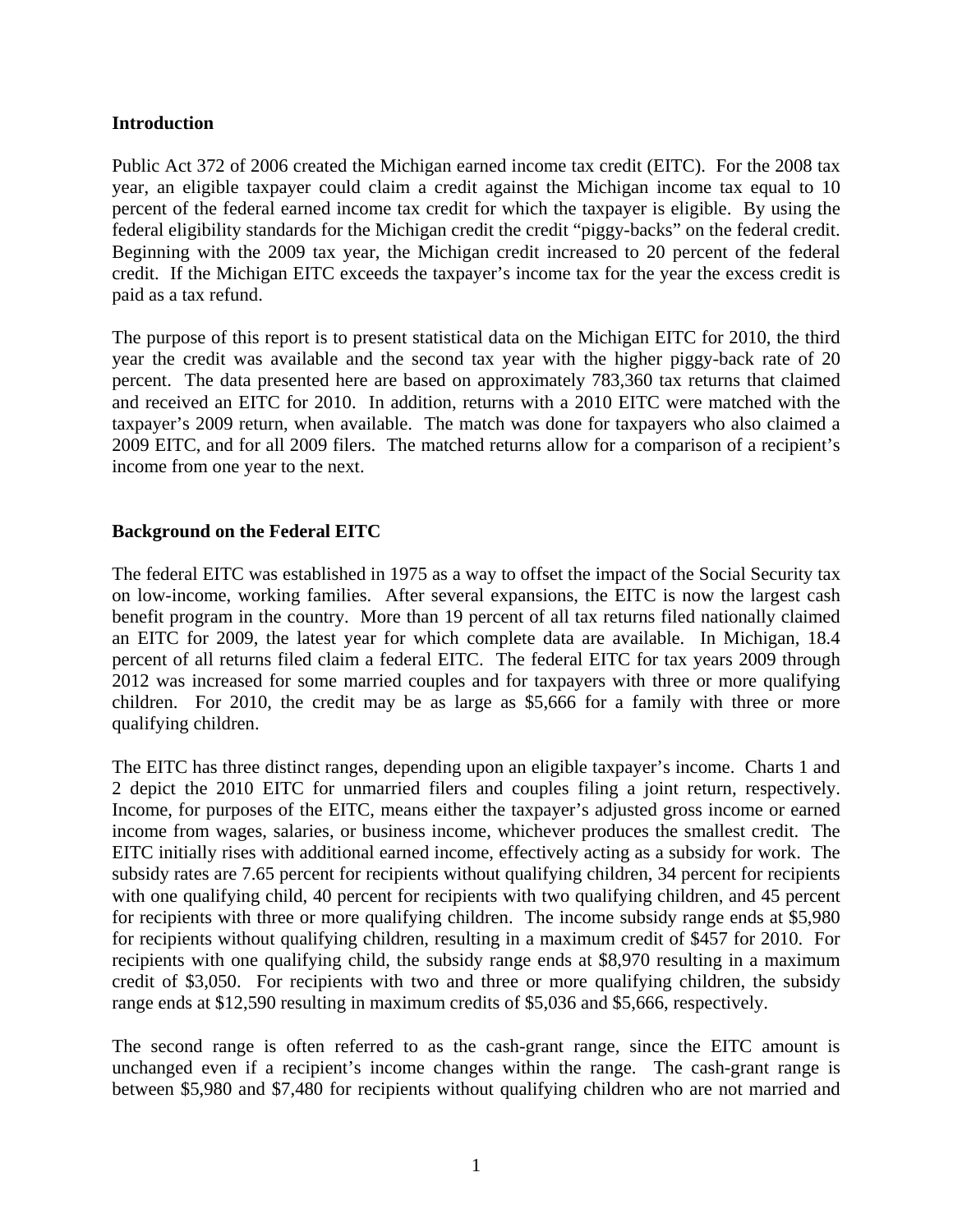## Introduction

Public Act 372 of 2006 created the Michigan earned income tax credit (EITC). For the 2008 tax year, an eligible taxpayer could claim a credit against the Michigan income tax equal to 10 percent of the federal earned income tax credit for which the taxpayer is eligible. By using the federal eligibility standards for the Michigan credit the credit "piggy-backs" on the federal credit. Beginning with the 2009 tax year, the Michigan credit increased to 20 percent of the federal credit. If the Michigan EITC exceeds the taxpayer's income tax for the year the excess credit is paid as a tax refund.

The purpose of this report is to present statistical data on the Michigan EITC for 2010, the third year the credit was available and the second tax year with the higher piggy-back rate of 20 percent. The data presented here are based on approximately 783,360 tax returns that claimed and received an EITC for 2010. In addition, returns with a 2010 EITC were matched with the taxpayer's 2009 return, when available. The match was done for taxpayers who also claimed a 2009 EITC, and for all 2009 filers. The matched returns allow for a comparison of a recipient's income from one year to the next.

## Background on the Federal EITC

The federal EITC was established in 1975 as a way to offset the impact of the Social Security tax on low-income, working families. After several expansions, the EITC is now the largest cash benefit program in the country. More than 19 percent of all tax returns filed nationally claimed an EITC for 2009, the latest year for which complete data are available. In Michigan, 18.4 percent of all returns filed claim a federal EITC. The federal EITC for tax years 2009 through 2012 was increased for some married couples and for taxpayers with three or more qualifying children. For 2010, the credit may be as large as $5,666 for a family with three or more qualifying children.

The EITC has three distinct ranges, depending upon an eligible taxpayer's income. Charts 1 and 2 depict the 2010 EITC for unmarried filers and couples filing a joint return, respectively. Income, for purposes of the EITC, means either the taxpayer's adjusted gross income or earned income from wages, salaries, or business income, whichever produces the smallest credit. The EITC initially rises with additional earned income, effectively acting as a subsidy for work. The subsidy rates are 7.65 percent for recipients without qualifying children, 34 percent for recipients with one qualifying child, 40 percent for recipients with two qualifying children, and 45 percent for recipients with three or more qualifying children. The income subsidy range ends at $5,980 for recipients without qualifying children, resulting in a maximum credit of $457 for 2010. For recipients with one qualifying child, the subsidy range ends at $8,970 resulting in a maximum credit of $3,050. For recipients with two and three or more qualifying children, the subsidy range ends at $12,590 resulting in maximum credits of $5,036 and $5,666, respectively.

The second range is often referred to as the cash-grant range, since the EITC amount is unchanged even if a recipient's income changes within the range. The cash-grant range is between $5,980 and $7,480 for recipients without qualifying children who are not married and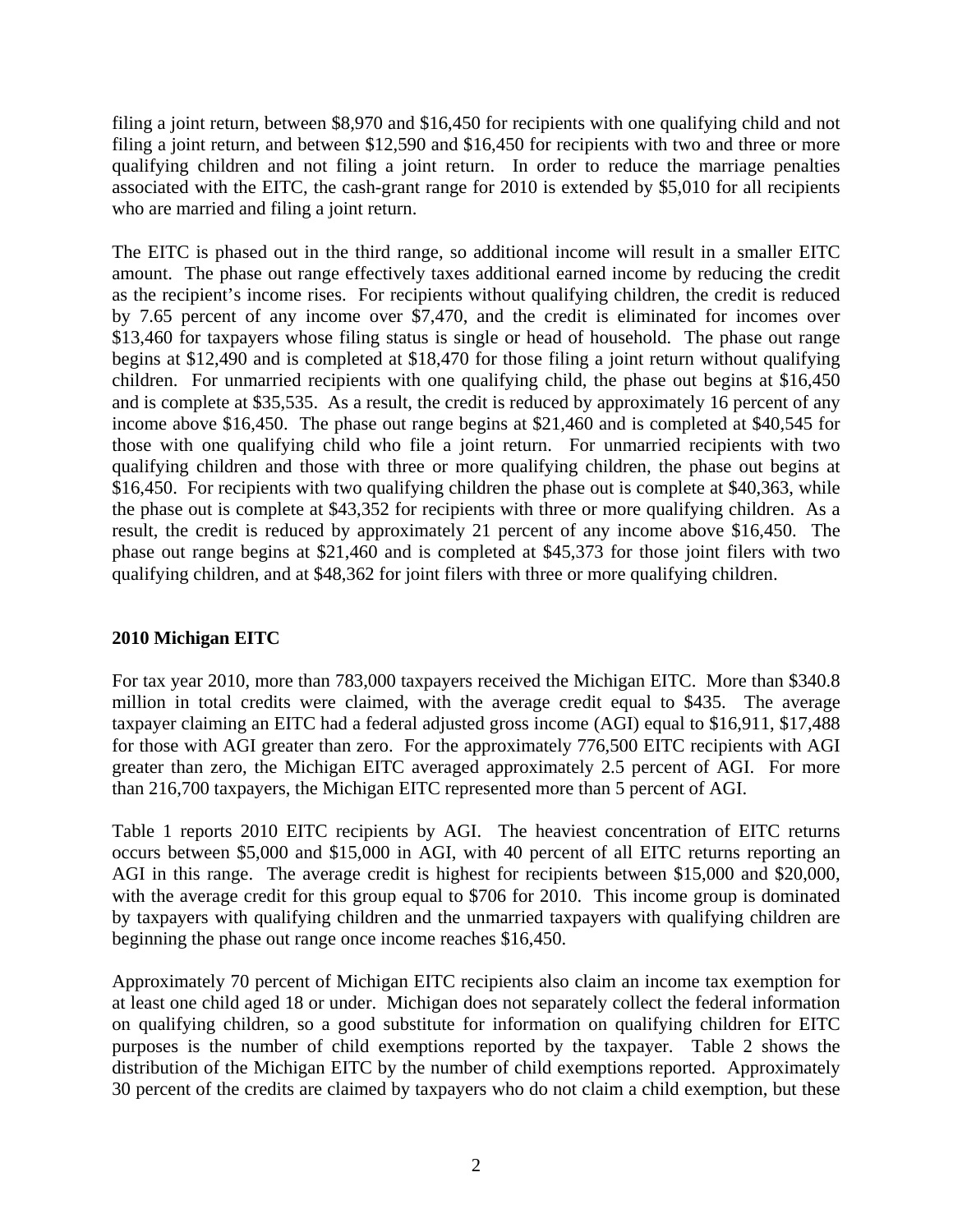filing a joint return, between $8,970 and $16,450 for recipients with one qualifying child and not filing a joint return, and between $12,590 and $16,450 for recipients with two and three or more qualifying children and not filing a joint return. In order to reduce the marriage penalties associated with the EITC, the cash-grant range for 2010 is extended by $5,010 for all recipients who are married and filing a joint return.

The EITC is phased out in the third range, so additional income will result in a smaller EITC amount. The phase out range effectively taxes additional earned income by reducing the credit as the recipient's income rises. For recipients without qualifying children, the credit is reduced by 7.65 percent of any income over $7,470, and the credit is eliminated for incomes over $13,460 for taxpayers whose filing status is single or head of household. The phase out range begins at $12,490 and is completed at $18,470 for those filing a joint return without qualifying children. For unmarried recipients with one qualifying child, the phase out begins at $16,450 and is complete at $35,535. As a result, the credit is reduced by approximately 16 percent of any income above $16,450. The phase out range begins at $21,460 and is completed at $40,545 for those with one qualifying child who file a joint return. For unmarried recipients with two qualifying children and those with three or more qualifying children, the phase out begins at $16,450. For recipients with two qualifying children the phase out is complete at $40,363, while the phase out is complete at $43,352 for recipients with three or more qualifying children. As a result, the credit is reduced by approximately 21 percent of any income above $16,450. The phase out range begins at $21,460 and is completed at $45,373 for those joint filers with two qualifying children, and at $48,362 for joint filers with three or more qualifying children.

## 2010 Michigan EITC

For tax year 2010, more than 783,000 taxpayers received the Michigan EITC. More than $340.8 million in total credits were claimed, with the average credit equal to $435. The average taxpayer claiming an EITC had a federal adjusted gross income (AGI) equal to $16,911, $17,488 for those with AGI greater than zero. For the approximately 776,500 EITC recipients with AGI greater than zero, the Michigan EITC averaged approximately 2.5 percent of AGI. For more than 216,700 taxpayers, the Michigan EITC represented more than 5 percent of AGI.

Table 1 reports 2010 EITC recipients by AGI. The heaviest concentration of EITC returns occurs between $5,000 and $15,000 in AGI, with 40 percent of all EITC returns reporting an AGI in this range. The average credit is highest for recipients between $15,000 and $20,000, with the average credit for this group equal to $706 for 2010. This income group is dominated by taxpayers with qualifying children and the unmarried taxpayers with qualifying children are beginning the phase out range once income reaches $16,450.

Approximately 70 percent of Michigan EITC recipients also claim an income tax exemption for at least one child aged 18 or under. Michigan does not separately collect the federal information on qualifying children, so a good substitute for information on qualifying children for EITC purposes is the number of child exemptions reported by the taxpayer. Table 2 shows the distribution of the Michigan EITC by the number of child exemptions reported. Approximately 30 percent of the credits are claimed by taxpayers who do not claim a child exemption, but these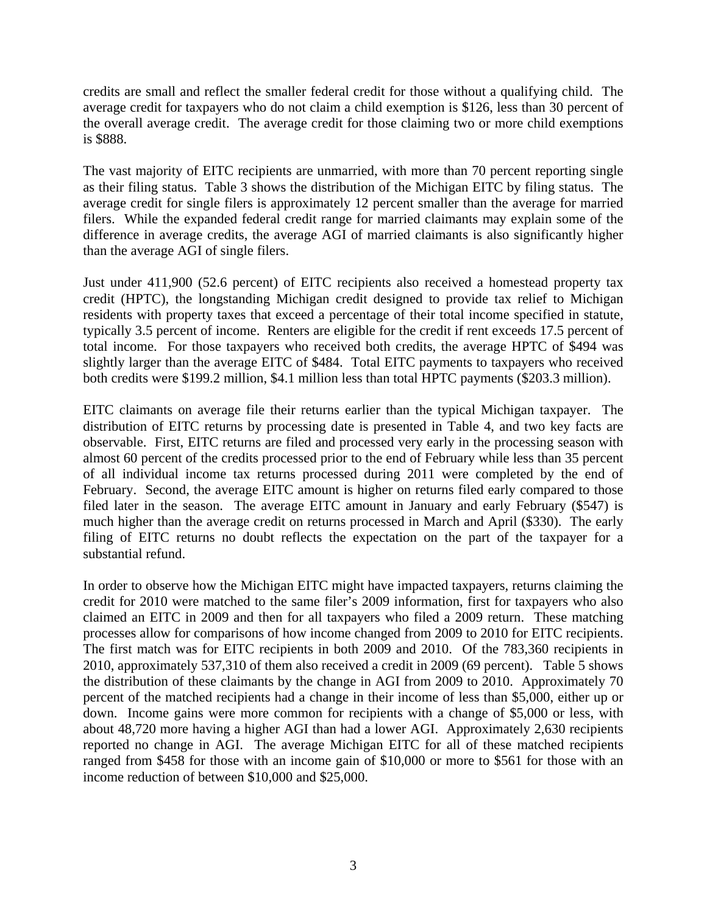credits are small and reflect the smaller federal credit for those without a qualifying child. The average credit for taxpayers who do not claim a child exemption is $126, less than 30 percent of the overall average credit. The average credit for those claiming two or more child exemptions is $888.

The vast majority of EITC recipients are unmarried, with more than 70 percent reporting single as their filing status. Table 3 shows the distribution of the Michigan EITC by filing status. The average credit for single filers is approximately 12 percent smaller than the average for married filers. While the expanded federal credit range for married claimants may explain some of the difference in average credits, the average AGI of married claimants is also significantly higher than the average AGI of single filers.

Just under 411,900 (52.6 percent) of EITC recipients also received a homestead property tax credit (HPTC), the longstanding Michigan credit designed to provide tax relief to Michigan residents with property taxes that exceed a percentage of their total income specified in statute, typically 3.5 percent of income. Renters are eligible for the credit if rent exceeds 17.5 percent of total income. For those taxpayers who received both credits, the average HPTC of $494 was slightly larger than the average EITC of $484. Total EITC payments to taxpayers who received both credits were $199.2 million, $4.1 million less than total HPTC payments ($203.3 million).

EITC claimants on average file their returns earlier than the typical Michigan taxpayer. The distribution of EITC returns by processing date is presented in Table 4, and two key facts are observable. First, EITC returns are filed and processed very early in the processing season with almost 60 percent of the credits processed prior to the end of February while less than 35 percent of all individual income tax returns processed during 2011 were completed by the end of February. Second, the average EITC amount is higher on returns filed early compared to those filed later in the season. The average EITC amount in January and early February ($547) is much higher than the average credit on returns processed in March and April ($330). The early filing of EITC returns no doubt reflects the expectation on the part of the taxpayer for a substantial refund.

In order to observe how the Michigan EITC might have impacted taxpayers, returns claiming the credit for 2010 were matched to the same filer's 2009 information, first for taxpayers who also claimed an EITC in 2009 and then for all taxpayers who filed a 2009 return. These matching processes allow for comparisons of how income changed from 2009 to 2010 for EITC recipients. The first match was for EITC recipients in both 2009 and 2010. Of the 783,360 recipients in 2010, approximately 537,310 of them also received a credit in 2009 (69 percent). Table 5 shows the distribution of these claimants by the change in AGI from 2009 to 2010. Approximately 70 percent of the matched recipients had a change in their income of less than $5,000, either up or down. Income gains were more common for recipients with a change of $5,000 or less, with about 48,720 more having a higher AGI than had a lower AGI. Approximately 2,630 recipients reported no change in AGI. The average Michigan EITC for all of these matched recipients ranged from $458 for those with an income gain of $10,000 or more to $561 for those with an income reduction of between $10,000 and $25,000.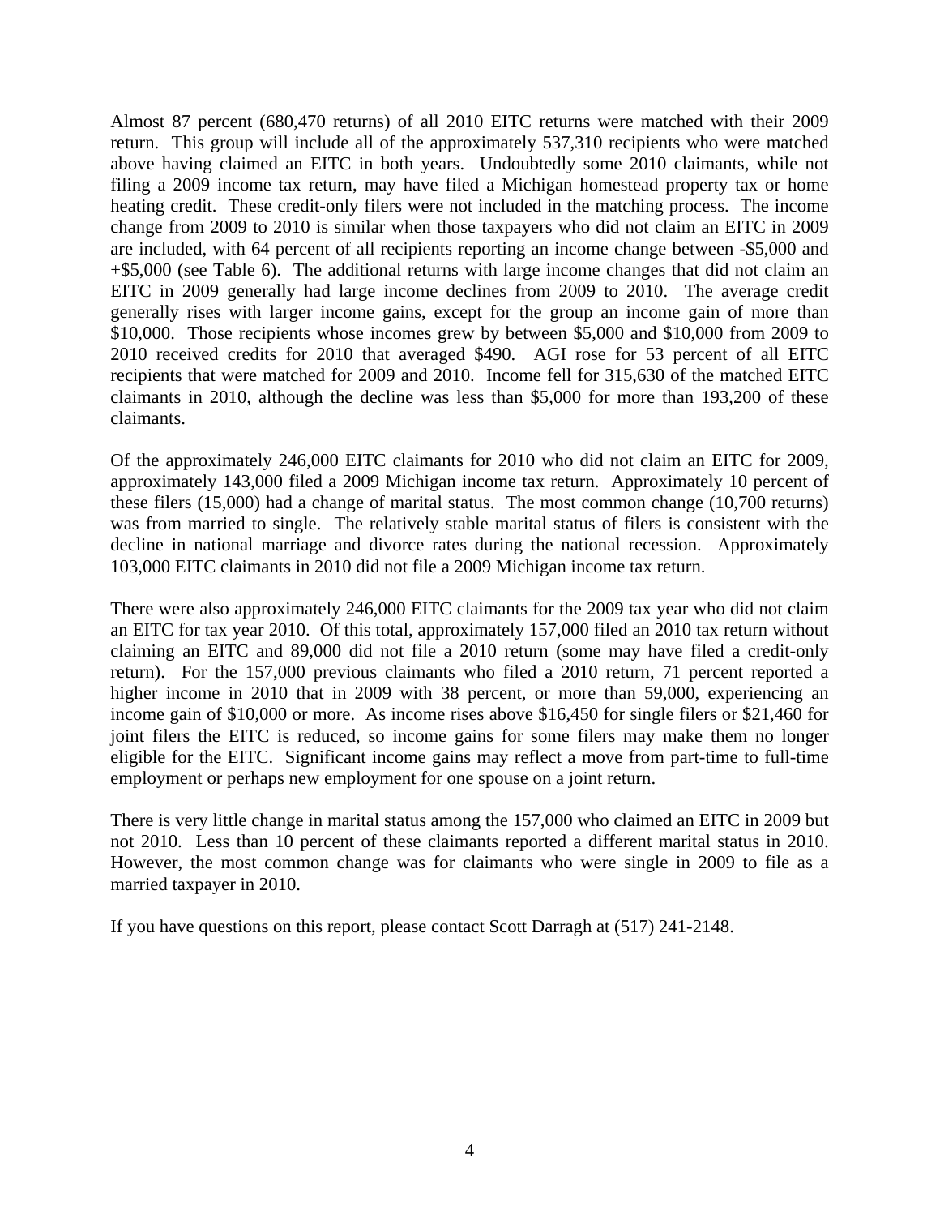Almost 87 percent (680,470 returns) of all 2010 EITC returns were matched with their 2009 return. This group will include all of the approximately 537,310 recipients who were matched above having claimed an EITC in both years. Undoubtedly some 2010 claimants, while not filing a 2009 income tax return, may have filed a Michigan homestead property tax or home heating credit. These credit-only filers were not included in the matching process. The income change from 2009 to 2010 is similar when those taxpayers who did not claim an EITC in 2009 are included, with 64 percent of all recipients reporting an income change between -$5,000 and +$5,000 (see Table 6). The additional returns with large income changes that did not claim an EITC in 2009 generally had large income declines from 2009 to 2010. The average credit generally rises with larger income gains, except for the group an income gain of more than $10,000. Those recipients whose incomes grew by between $5,000 and $10,000 from 2009 to 2010 received credits for 2010 that averaged $490. AGI rose for 53 percent of all EITC recipients that were matched for 2009 and 2010. Income fell for 315,630 of the matched EITC claimants in 2010, although the decline was less than $5,000 for more than 193,200 of these claimants.

Of the approximately 246,000 EITC claimants for 2010 who did not claim an EITC for 2009, approximately 143,000 filed a 2009 Michigan income tax return. Approximately 10 percent of these filers (15,000) had a change of marital status. The most common change (10,700 returns) was from married to single. The relatively stable marital status of filers is consistent with the decline in national marriage and divorce rates during the national recession. Approximately 103,000 EITC claimants in 2010 did not file a 2009 Michigan income tax return.

There were also approximately 246,000 EITC claimants for the 2009 tax year who did not claim an EITC for tax year 2010. Of this total, approximately 157,000 filed an 2010 tax return without claiming an EITC and 89,000 did not file a 2010 return (some may have filed a credit-only return). For the 157,000 previous claimants who filed a 2010 return, 71 percent reported a higher income in 2010 that in 2009 with 38 percent, or more than 59,000, experiencing an income gain of $10,000 or more. As income rises above $16,450 for single filers or $21,460 for joint filers the EITC is reduced, so income gains for some filers may make them no longer eligible for the EITC. Significant income gains may reflect a move from part-time to full-time employment or perhaps new employment for one spouse on a joint return.

There is very little change in marital status among the 157,000 who claimed an EITC in 2009 but not 2010. Less than 10 percent of these claimants reported a different marital status in 2010. However, the most common change was for claimants who were single in 2009 to file as a married taxpayer in 2010.

If you have questions on this report, please contact Scott Darragh at (517) 241-2148.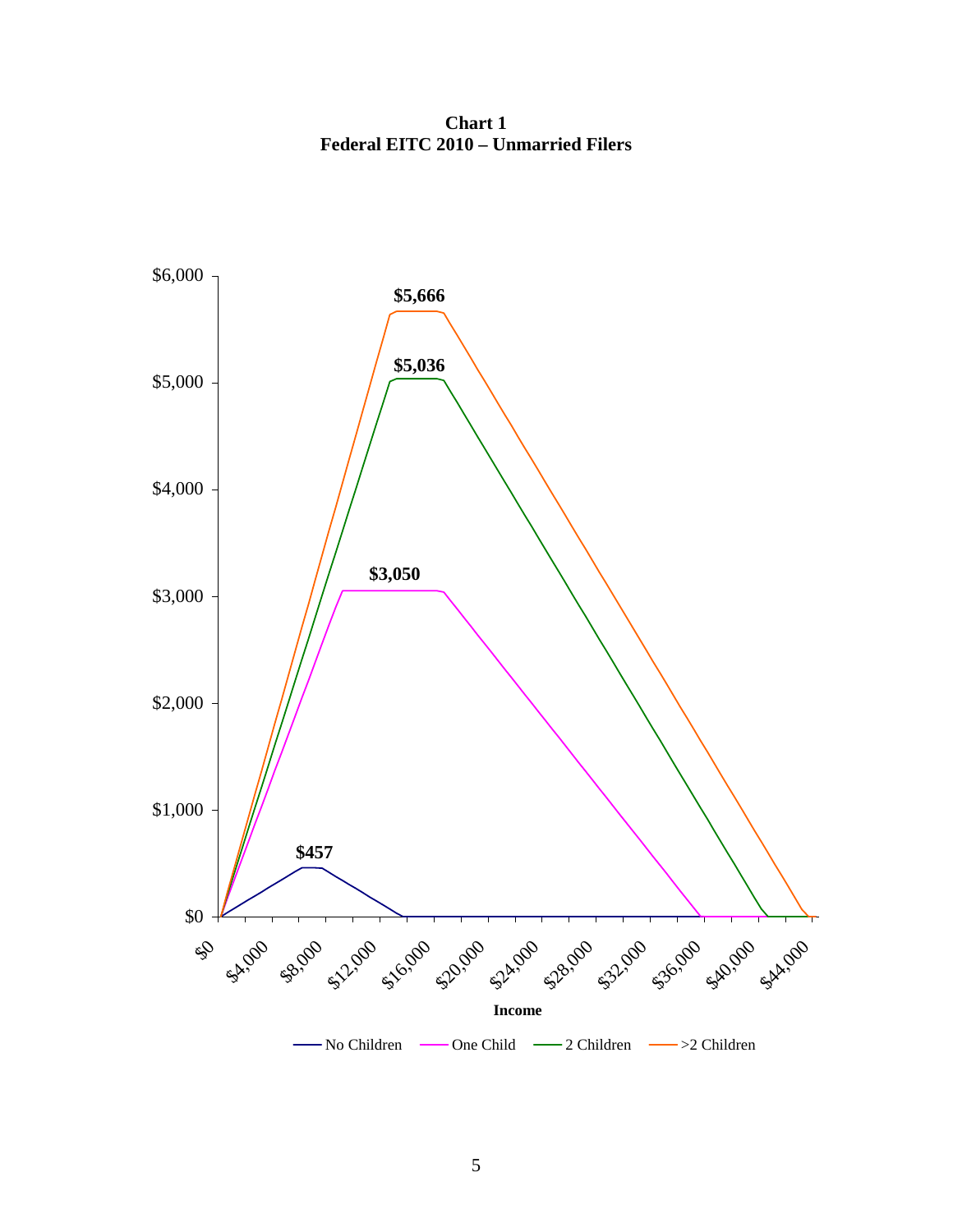**Chart 1**
**Federal EITC 2010 – Unmarried Filers**

$6,000
$5,000
$4,000
$3,000
$2,000
$1,000
$0

**$5,666**
**$5,036**
**$3,050**
**$457**

$0 $4,000 $8,000 $12,000 $16,000 $20,000 $24,000 $28,000 $32,000 $36,000 $40,000 $44,000

**Income**

No Children — One Child — 2 Children — >2 Children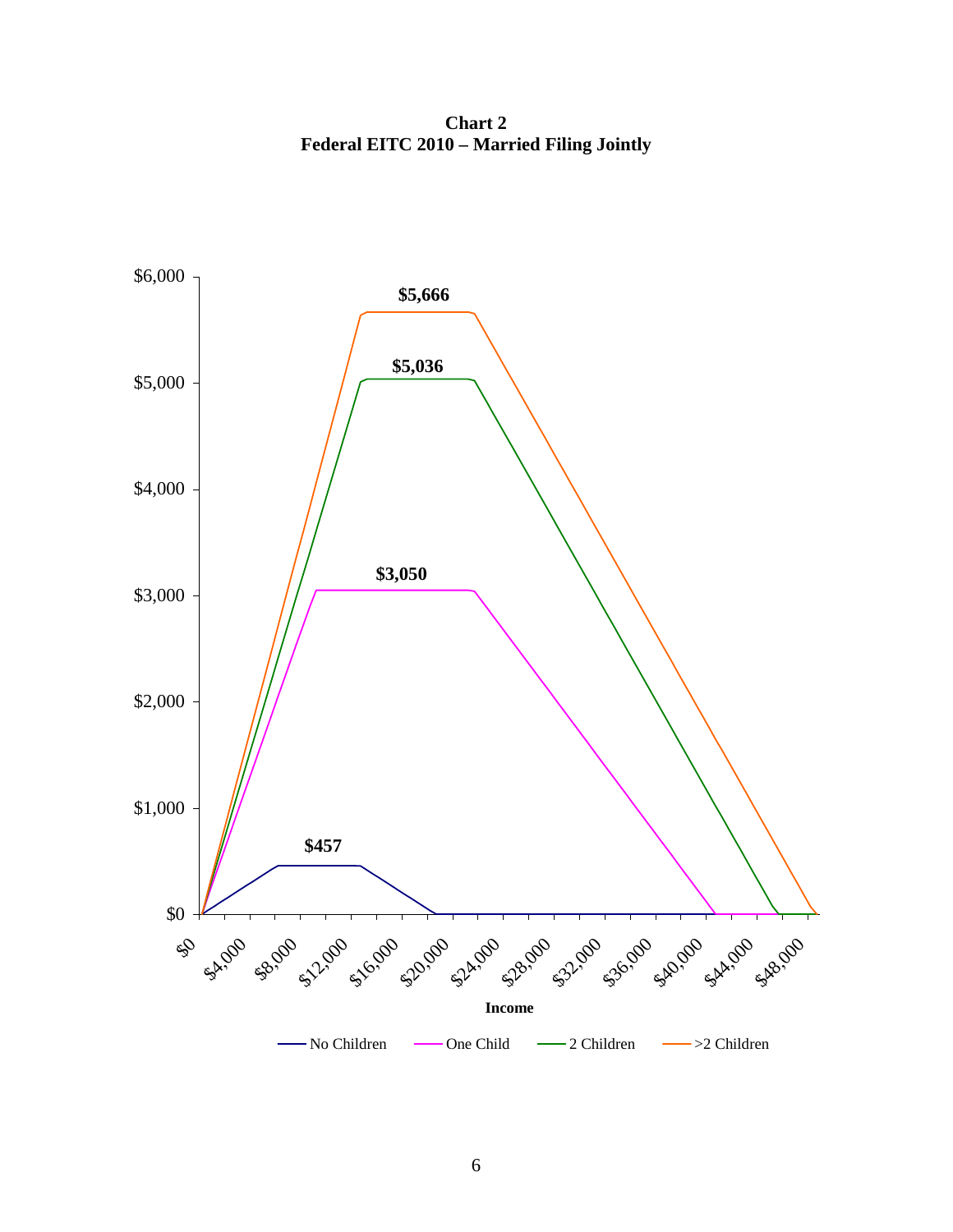**Chart 2**
**Federal EITC 2010 – Married Filing Jointly**

$6,000
$5,000
$4,000
$3,000
$2,000
$1,000
$0

**$5,666**
**$5,036**
**$3,050**
**$457**

$0 $4,000 $8,000 $12,000 $16,000 $20,000 $24,000 $28,000 $32,000 $36,000 $40,000 $44,000 $48,000

**Income**

No Children — One Child — 2 Children — >2 Children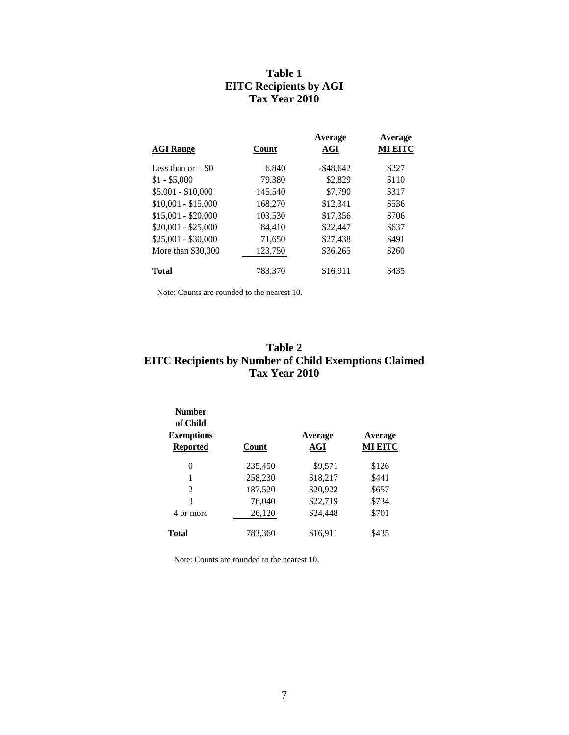## Table 1
## EITC Recipients by AGI
## Tax Year 2010

| AGI Range | Count | Average AGI | Average MI EITC |
|---|---|---|---|
| Less than or = $0 | 6,840 | -$48,642 | $227 |
| $1 - $5,000 | 79,380 | $2,829 | $110 |
| $5,001 - $10,000 | 145,540 | $7,790 | $317 |
| $10,001 - $15,000 | 168,270 | $12,341 | $536 |
| $15,001 - $20,000 | 103,530 | $17,356 | $706 |
| $20,001 - $25,000 | 84,410 | $22,447 | $637 |
| $25,001 - $30,000 | 71,650 | $27,438 | $491 |
| More than $30,000 | 123,750 | $36,265 | $260 |
| **Total** | 783,370 | $16,911 | $435 |

Note: Counts are rounded to the nearest 10.

## Table 2
## EITC Recipients by Number of Child Exemptions Claimed
## Tax Year 2010

| Number of Child Exemptions Reported | Count | Average AGI | Average MI EITC |
|---|---|---|---|
| 0 | 235,450 | $9,571 | $126 |
| 1 | 258,230 | $18,217 | $441 |
| 2 | 187,520 | $20,922 | $657 |
| 3 | 76,040 | $22,719 | $734 |
| 4 or more | 26,120 | $24,448 | $701 |
| **Total** | 783,360 | $16,911 | $435 |

Note: Counts are rounded to the nearest 10.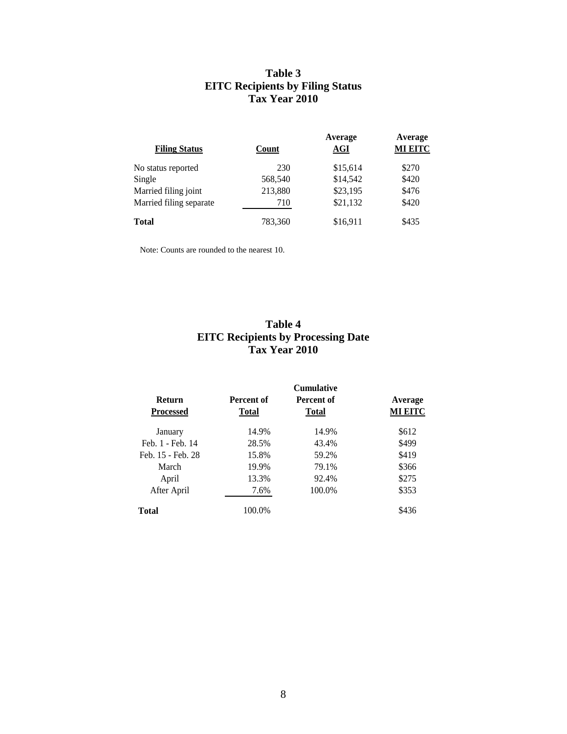## Table 3
## EITC Recipients by Filing Status
## Tax Year 2010

| Filing Status | Count | Average AGI | Average MI EITC |
|---|---|---|---|
| No status reported | 230 | $15,614 | $270 |
| Single | 568,540 | $14,542 | $420 |
| Married filing joint | 213,880 | $23,195 | $476 |
| Married filing separate | 710 | $21,132 | $420 |
| **Total** | 783,360 | $16,911 | $435 |

Note: Counts are rounded to the nearest 10.

## Table 4
## EITC Recipients by Processing Date
## Tax Year 2010

| Return Processed | Percent of Total | Cumulative Percent of Total | Average MI EITC |
|---|---|---|---|
| January | 14.9% | 14.9% | $612 |
| Feb. 1 - Feb. 14 | 28.5% | 43.4% | $499 |
| Feb. 15 - Feb. 28 | 15.8% | 59.2% | $419 |
| March | 19.9% | 79.1% | $366 |
| April | 13.3% | 92.4% | $275 |
| After April | 7.6% | 100.0% | $353 |
| **Total** | 100.0% | | $436 |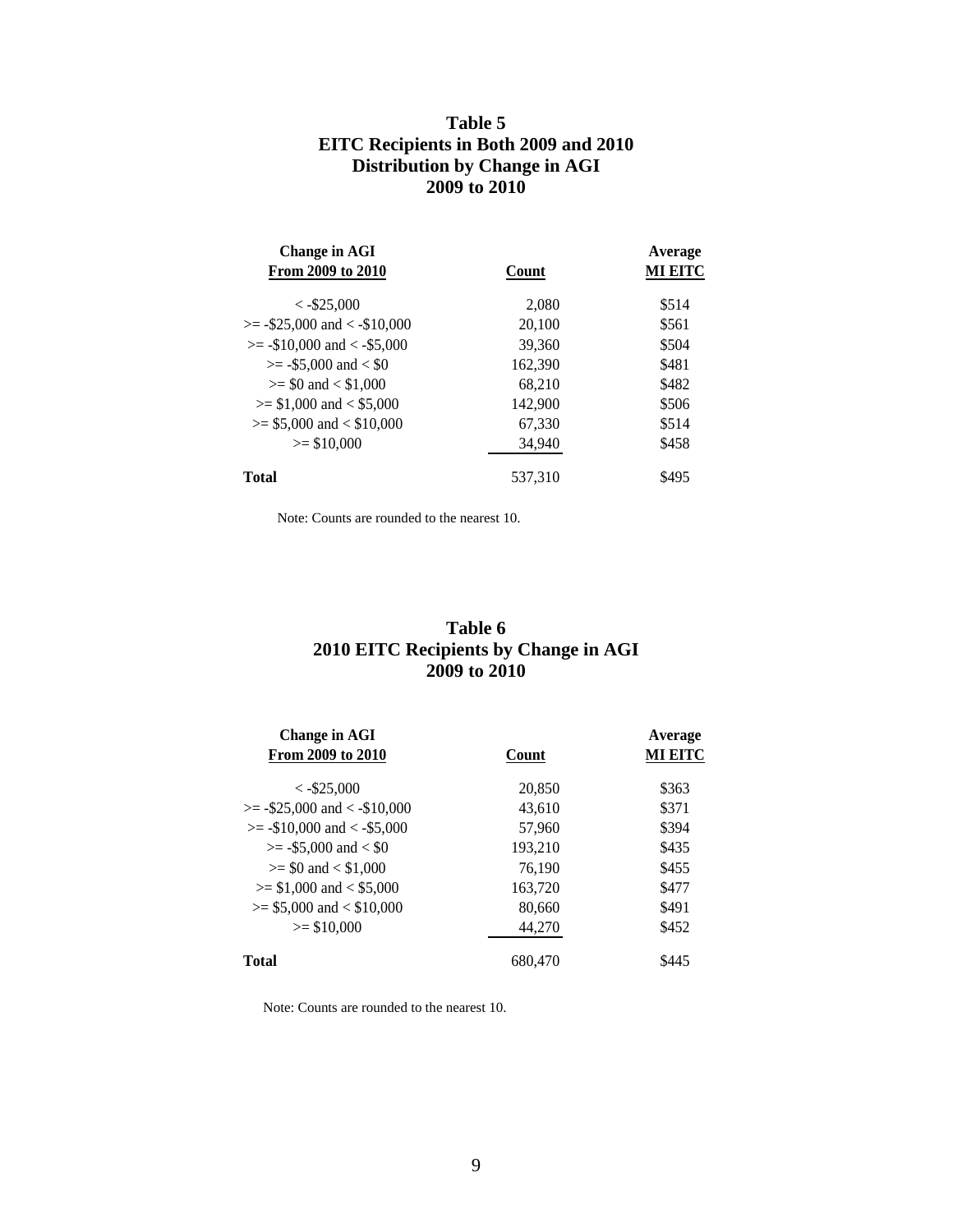## Table 5
## EITC Recipients in Both 2009 and 2010
## Distribution by Change in AGI
## 2009 to 2010

| Change in AGI From 2009 to 2010 | Count | Average MI EITC |
|---|---|---|
| < -$25,000 | 2,080 | $514 |
| >= -$25,000 and < -$10,000 | 20,100 | $561 |
| >= -$10,000 and < -$5,000 | 39,360 | $504 |
| >= -$5,000 and < $0 | 162,390 | $481 |
| >= $0 and < $1,000 | 68,210 | $482 |
| >= $1,000 and < $5,000 | 142,900 | $506 |
| >= $5,000 and < $10,000 | 67,330 | $514 |
| >= $10,000 | 34,940 | $458 |
| **Total** | 537,310 | $495 |

Note: Counts are rounded to the nearest 10.

## Table 6
## 2010 EITC Recipients by Change in AGI
## 2009 to 2010

| Change in AGI From 2009 to 2010 | Count | Average MI EITC |
|---|---|---|
| < -$25,000 | 20,850 | $363 |
| >= -$25,000 and < -$10,000 | 43,610 | $371 |
| >= -$10,000 and < -$5,000 | 57,960 | $394 |
| >= -$5,000 and < $0 | 193,210 | $435 |
| >= $0 and < $1,000 | 76,190 | $455 |
| >= $1,000 and < $5,000 | 163,720 | $477 |
| >= $5,000 and < $10,000 | 80,660 | $491 |
| >= $10,000 | 44,270 | $452 |
| **Total** | 680,470 | $445 |

Note: Counts are rounded to the nearest 10.